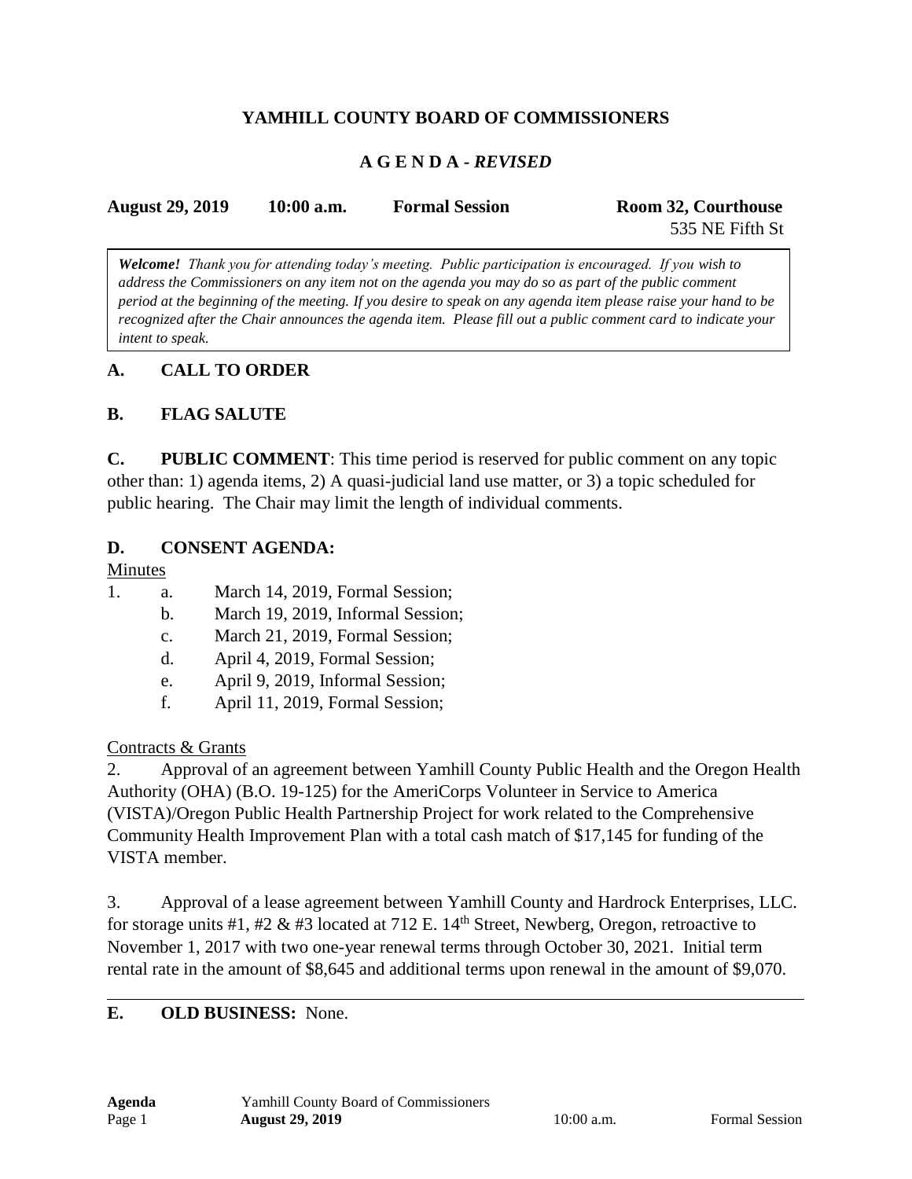# YAMHILL COUNTY BOARD OF COMMISSIONERS

## A G E N D A - *REVISED*

**August 29, 2019** **10:00 a.m.** **Formal Session** **Room 32, Courthouse**
535 NE Fifth St

> ***Welcome!*** *Thank you for attending today's meeting. Public participation is encouraged. If you wish to address the Commissioners on any item not on the agenda you may do so as part of the public comment period at the beginning of the meeting. If you desire to speak on any agenda item please raise your hand to be recognized after the Chair announces the agenda item. Please fill out a public comment card to indicate your intent to speak.*

### A. CALL TO ORDER

### B. FLAG SALUTE

**C. PUBLIC COMMENT**: This time period is reserved for public comment on any topic other than: 1) agenda items, 2) A quasi-judicial land use matter, or 3) a topic scheduled for public hearing. The Chair may limit the length of individual comments.

### D. CONSENT AGENDA:

Minutes

1. a. March 14, 2019, Formal Session;
   b. March 19, 2019, Informal Session;
   c. March 21, 2019, Formal Session;
   d. April 4, 2019, Formal Session;
   e. April 9, 2019, Informal Session;
   f. April 11, 2019, Formal Session;

Contracts & Grants

2. Approval of an agreement between Yamhill County Public Health and the Oregon Health Authority (OHA) (B.O. 19-125) for the AmeriCorps Volunteer in Service to America (VISTA)/Oregon Public Health Partnership Project for work related to the Comprehensive Community Health Improvement Plan with a total cash match of $17,145 for funding of the VISTA member.

3. Approval of a lease agreement between Yamhill County and Hardrock Enterprises, LLC. for storage units #1, #2 & #3 located at 712 E. 14th Street, Newberg, Oregon, retroactive to November 1, 2017 with two one-year renewal terms through October 30, 2021. Initial term rental rate in the amount of $8,645 and additional terms upon renewal in the amount of $9,070.

---

**E. OLD BUSINESS:** None.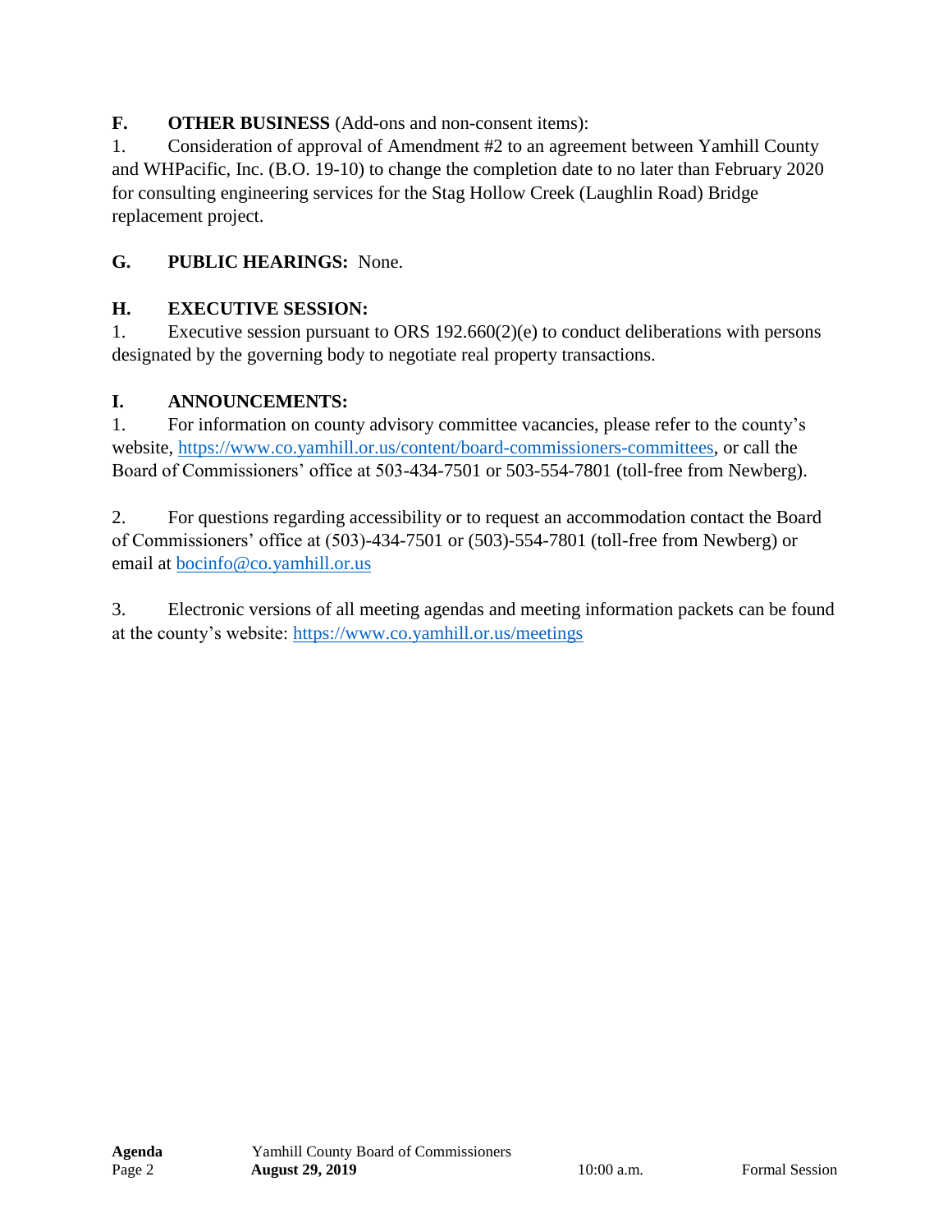**F. OTHER BUSINESS** (Add-ons and non-consent items):

1. Consideration of approval of Amendment #2 to an agreement between Yamhill County and WHPacific, Inc. (B.O. 19-10) to change the completion date to no later than February 2020 for consulting engineering services for the Stag Hollow Creek (Laughlin Road) Bridge replacement project.

**G. PUBLIC HEARINGS:** None.

**H. EXECUTIVE SESSION:**

1. Executive session pursuant to ORS 192.660(2)(e) to conduct deliberations with persons designated by the governing body to negotiate real property transactions.

**I. ANNOUNCEMENTS:**

1. For information on county advisory committee vacancies, please refer to the county's website, https://www.co.yamhill.or.us/content/board-commissioners-committees, or call the Board of Commissioners' office at 503-434-7501 or 503-554-7801 (toll-free from Newberg).

2. For questions regarding accessibility or to request an accommodation contact the Board of Commissioners' office at (503)-434-7501 or (503)-554-7801 (toll-free from Newberg) or email at bocinfo@co.yamhill.or.us

3. Electronic versions of all meeting agendas and meeting information packets can be found at the county's website: https://www.co.yamhill.or.us/meetings